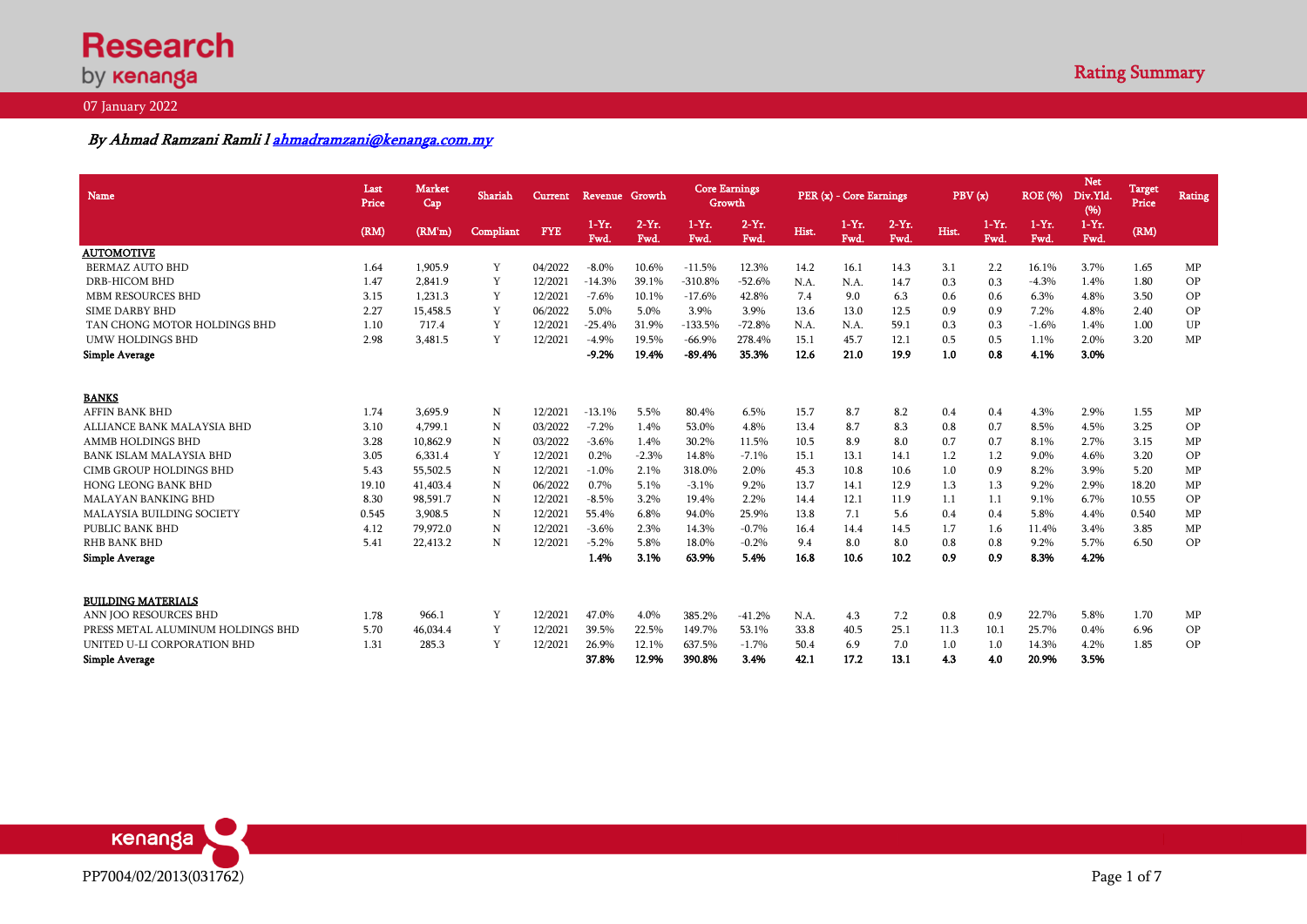# Research by Kenanga

## Rating Summary

07 January 2022

*By Ahmad Ramzani Ramli l ahmadramzani@kenanga.com.my*

| Name | Last Price | Market Cap | Shariah | Current | Revenue Growth | | Core Earnings Growth | | PER (x) - Core Earnings | | | PBV (x) | | ROE (%) | Net Div.Yld. (%) | Target Price | Rating |
|---|---|---|---|---|---|---|---|---|---|---|---|---|---|---|---|---|---|
| | (RM) | (RM'm) | Compliant | FYE | 1-Yr. Fwd. | 2-Yr. Fwd. | 1-Yr. Fwd. | 2-Yr. Fwd. | Hist. | 1-Yr. Fwd. | 2-Yr. Fwd. | Hist. | 1-Yr. Fwd. | 1-Yr. Fwd. | 1-Yr. Fwd. | (RM) | |
| **AUTOMOTIVE** | | | | | | | | | | | | | | | | | |
| BERMAZ AUTO BHD | 1.64 | 1,905.9 | Y | 04/2022 | -8.0% | 10.6% | -11.5% | 12.3% | 14.2 | 16.1 | 14.3 | 3.1 | 2.2 | 16.1% | 3.7% | 1.65 | MP |
| DRB-HICOM BHD | 1.47 | 2,841.9 | Y | 12/2021 | -14.3% | 39.1% | -310.8% | -52.6% | N.A. | N.A. | 14.7 | 0.3 | 0.3 | -4.3% | 1.4% | 1.80 | OP |
| MBM RESOURCES BHD | 3.15 | 1,231.3 | Y | 12/2021 | -7.6% | 10.1% | -17.6% | 42.8% | 7.4 | 9.0 | 6.3 | 0.6 | 0.6 | 6.3% | 4.8% | 3.50 | OP |
| SIME DARBY BHD | 2.27 | 15,458.5 | Y | 06/2022 | 5.0% | 5.0% | 3.9% | 3.9% | 13.6 | 13.0 | 12.5 | 0.9 | 0.9 | 7.2% | 4.8% | 2.40 | OP |
| TAN CHONG MOTOR HOLDINGS BHD | 1.10 | 717.4 | Y | 12/2021 | -25.4% | 31.9% | -133.5% | -72.8% | N.A. | N.A. | 59.1 | 0.3 | 0.3 | -1.6% | 1.4% | 1.00 | UP |
| UMW HOLDINGS BHD | 2.98 | 3,481.5 | Y | 12/2021 | -4.9% | 19.5% | -66.9% | 278.4% | 15.1 | 45.7 | 12.1 | 0.5 | 0.5 | 1.1% | 2.0% | 3.20 | MP |
| **Simple Average** | | | | | **-9.2%** | **19.4%** | **-89.4%** | **35.3%** | **12.6** | **21.0** | **19.9** | **1.0** | **0.8** | **4.1%** | **3.0%** | | |
| **BANKS** | | | | | | | | | | | | | | | | | |
| AFFIN BANK BHD | 1.74 | 3,695.9 | N | 12/2021 | -13.1% | 5.5% | 80.4% | 6.5% | 15.7 | 8.7 | 8.2 | 0.4 | 0.4 | 4.3% | 2.9% | 1.55 | MP |
| ALLIANCE BANK MALAYSIA BHD | 3.10 | 4,799.1 | N | 03/2022 | -7.2% | 1.4% | 53.0% | 4.8% | 13.4 | 8.7 | 8.3 | 0.8 | 0.7 | 8.5% | 4.5% | 3.25 | OP |
| AMMB HOLDINGS BHD | 3.28 | 10,862.9 | N | 03/2022 | -3.6% | 1.4% | 30.2% | 11.5% | 10.5 | 8.9 | 8.0 | 0.7 | 0.7 | 8.1% | 2.7% | 3.15 | MP |
| BANK ISLAM MALAYSIA BHD | 3.05 | 6,331.4 | Y | 12/2021 | 0.2% | -2.3% | 14.8% | -7.1% | 15.1 | 13.1 | 14.1 | 1.2 | 1.2 | 9.0% | 4.6% | 3.20 | OP |
| CIMB GROUP HOLDINGS BHD | 5.43 | 55,502.5 | N | 12/2021 | -1.0% | 2.1% | 318.0% | 2.0% | 45.3 | 10.8 | 10.6 | 1.0 | 0.9 | 8.2% | 3.9% | 5.20 | MP |
| HONG LEONG BANK BHD | 19.10 | 41,403.4 | N | 06/2022 | 0.7% | 5.1% | -3.1% | 9.2% | 13.7 | 14.1 | 12.9 | 1.3 | 1.3 | 9.2% | 2.9% | 18.20 | MP |
| MALAYAN BANKING BHD | 8.30 | 98,591.7 | N | 12/2021 | -8.5% | 3.2% | 19.4% | 2.2% | 14.4 | 12.1 | 11.9 | 1.1 | 1.1 | 9.1% | 6.7% | 10.55 | OP |
| MALAYSIA BUILDING SOCIETY | 0.545 | 3,908.5 | N | 12/2021 | 55.4% | 6.8% | 94.0% | 25.9% | 13.8 | 7.1 | 5.6 | 0.4 | 0.4 | 5.8% | 4.4% | 0.540 | MP |
| PUBLIC BANK BHD | 4.12 | 79,972.0 | N | 12/2021 | -3.6% | 2.3% | 14.3% | -0.7% | 16.4 | 14.4 | 14.5 | 1.7 | 1.6 | 11.4% | 3.4% | 3.85 | MP |
| RHB BANK BHD | 5.41 | 22,413.2 | N | 12/2021 | -5.2% | 5.8% | 18.0% | -0.2% | 9.4 | 8.0 | 8.0 | 0.8 | 0.8 | 9.2% | 5.7% | 6.50 | OP |
| **Simple Average** | | | | | **1.4%** | **3.1%** | **63.9%** | **5.4%** | **16.8** | **10.6** | **10.2** | **0.9** | **0.9** | **8.3%** | **4.2%** | | |
| **BUILDING MATERIALS** | | | | | | | | | | | | | | | | | |
| ANN JOO RESOURCES BHD | 1.78 | 966.1 | Y | 12/2021 | 47.0% | 4.0% | 385.2% | -41.2% | N.A. | 4.3 | 7.2 | 0.8 | 0.9 | 22.7% | 5.8% | 1.70 | MP |
| PRESS METAL ALUMINUM HOLDINGS BHD | 5.70 | 46,034.4 | Y | 12/2021 | 39.5% | 22.5% | 149.7% | 53.1% | 33.8 | 40.5 | 25.1 | 11.3 | 10.1 | 25.7% | 0.4% | 6.96 | OP |
| UNITED U-LI CORPORATION BHD | 1.31 | 285.3 | Y | 12/2021 | 26.9% | 12.1% | 637.5% | -1.7% | 50.4 | 6.9 | 7.0 | 1.0 | 1.0 | 14.3% | 4.2% | 1.85 | OP |
| **Simple Average** | | | | | **37.8%** | **12.9%** | **390.8%** | **3.4%** | **42.1** | **17.2** | **13.1** | **4.3** | **4.0** | **20.9%** | **3.5%** | | |

PP7004/02/2013(031762)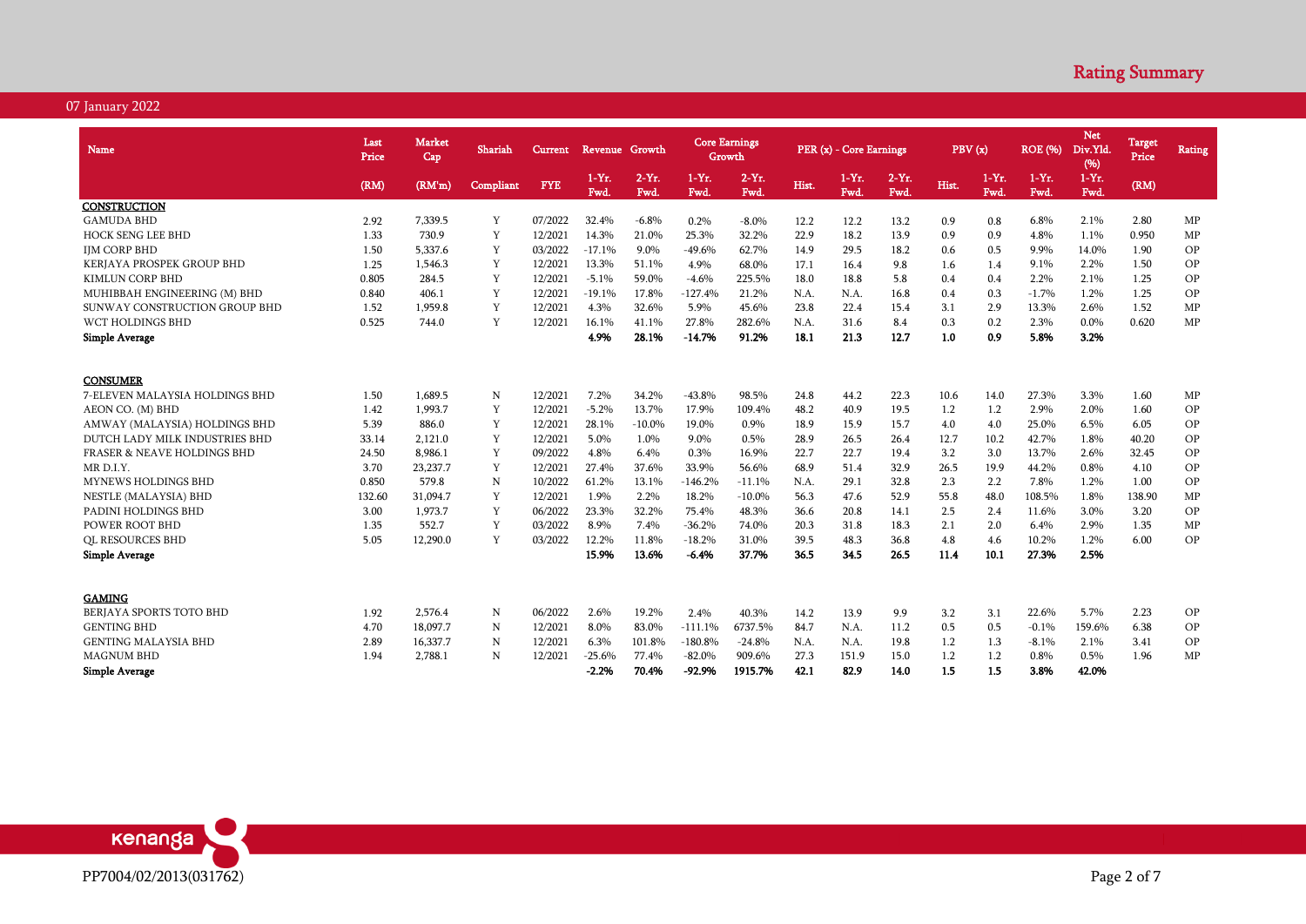## Rating Summary

07 January 2022

| Name | Last Price | Market Cap | Shariah | Current | Revenue Growth | | Core Earnings Growth | | PER (x) - Core Earnings | | | PBV (x) | | ROE (%) | Net Div.Yld. (%) | Target Price | Rating |
|---|---|---|---|---|---|---|---|---|---|---|---|---|---|---|---|---|---|
| | (RM) | (RM'm) | Compliant | FYE | 1-Yr. Fwd. | 2-Yr. Fwd. | 1-Yr. Fwd. | 2-Yr. Fwd. | Hist. | 1-Yr. Fwd. | 2-Yr. Fwd. | Hist. | 1-Yr. Fwd. | 1-Yr. Fwd. | 1-Yr. Fwd. | (RM) | |
| **CONSTRUCTION** | | | | | | | | | | | | | | | | | |
| GAMUDA BHD | 2.92 | 7,339.5 | Y | 07/2022 | 32.4% | -6.8% | 0.2% | -8.0% | 12.2 | 12.2 | 13.2 | 0.9 | 0.8 | 6.8% | 2.1% | 2.80 | MP |
| HOCK SENG LEE BHD | 1.33 | 730.9 | Y | 12/2021 | 14.3% | 21.0% | 25.3% | 32.2% | 22.9 | 18.2 | 13.9 | 0.9 | 0.9 | 4.8% | 1.1% | 0.950 | MP |
| IJM CORP BHD | 1.50 | 5,337.6 | Y | 03/2022 | -17.1% | 9.0% | -49.6% | 62.7% | 14.9 | 29.5 | 18.2 | 0.6 | 0.5 | 9.9% | 14.0% | 1.90 | OP |
| KERJAYA PROSPEK GROUP BHD | 1.25 | 1,546.3 | Y | 12/2021 | 13.3% | 51.1% | 4.9% | 68.0% | 17.1 | 16.4 | 9.8 | 1.6 | 1.4 | 9.1% | 2.2% | 1.50 | OP |
| KIMLUN CORP BHD | 0.805 | 284.5 | Y | 12/2021 | -5.1% | 59.0% | -4.6% | 225.5% | 18.0 | 18.8 | 5.8 | 0.4 | 0.4 | 2.2% | 2.1% | 1.25 | OP |
| MUHIBBAH ENGINEERING (M) BHD | 0.840 | 406.1 | Y | 12/2021 | -19.1% | 17.8% | -127.4% | 21.2% | N.A. | N.A. | 16.8 | 0.4 | 0.3 | -1.7% | 1.2% | 1.25 | OP |
| SUNWAY CONSTRUCTION GROUP BHD | 1.52 | 1,959.8 | Y | 12/2021 | 4.3% | 32.6% | 5.9% | 45.6% | 23.8 | 22.4 | 15.4 | 3.1 | 2.9 | 13.3% | 2.6% | 1.52 | MP |
| WCT HOLDINGS BHD | 0.525 | 744.0 | Y | 12/2021 | 16.1% | 41.1% | 27.8% | 282.6% | N.A. | 31.6 | 8.4 | 0.3 | 0.2 | 2.3% | 0.0% | 0.620 | MP |
| **Simple Average** | | | | | **4.9%** | **28.1%** | **-14.7%** | **91.2%** | **18.1** | **21.3** | **12.7** | **1.0** | **0.9** | **5.8%** | **3.2%** | | |
| **CONSUMER** | | | | | | | | | | | | | | | | | |
| 7-ELEVEN MALAYSIA HOLDINGS BHD | 1.50 | 1,689.5 | N | 12/2021 | 7.2% | 34.2% | -43.8% | 98.5% | 24.8 | 44.2 | 22.3 | 10.6 | 14.0 | 27.3% | 3.3% | 1.60 | MP |
| AEON CO. (M) BHD | 1.42 | 1,993.7 | Y | 12/2021 | -5.2% | 13.7% | 17.9% | 109.4% | 48.2 | 40.9 | 19.5 | 1.2 | 1.2 | 2.9% | 2.0% | 1.60 | OP |
| AMWAY (MALAYSIA) HOLDINGS BHD | 5.39 | 886.0 | Y | 12/2021 | 28.1% | -10.0% | 19.0% | 0.9% | 18.9 | 15.9 | 15.7 | 4.0 | 4.0 | 25.0% | 6.5% | 6.05 | OP |
| DUTCH LADY MILK INDUSTRIES BHD | 33.14 | 2,121.0 | Y | 12/2021 | 5.0% | 1.0% | 9.0% | 0.5% | 28.9 | 26.5 | 26.4 | 12.7 | 10.2 | 42.7% | 1.8% | 40.20 | OP |
| FRASER & NEAVE HOLDINGS BHD | 24.50 | 8,986.1 | Y | 09/2022 | 4.8% | 6.4% | 0.3% | 16.9% | 22.7 | 22.7 | 19.4 | 3.2 | 3.0 | 13.7% | 2.6% | 32.45 | OP |
| MR D.I.Y. | 3.70 | 23,237.7 | Y | 12/2021 | 27.4% | 37.6% | 33.9% | 56.6% | 68.9 | 51.4 | 32.9 | 26.5 | 19.9 | 44.2% | 0.8% | 4.10 | OP |
| MYNEWS HOLDINGS BHD | 0.850 | 579.8 | N | 10/2022 | 61.2% | 13.1% | -146.2% | -11.1% | N.A. | 29.1 | 32.8 | 2.3 | 2.2 | 7.8% | 1.2% | 1.00 | OP |
| NESTLE (MALAYSIA) BHD | 132.60 | 31,094.7 | Y | 12/2021 | 1.9% | 2.2% | 18.2% | -10.0% | 56.3 | 47.6 | 52.9 | 55.8 | 48.0 | 108.5% | 1.8% | 138.90 | MP |
| PADINI HOLDINGS BHD | 3.00 | 1,973.7 | Y | 06/2022 | 23.3% | 32.2% | 75.4% | 48.3% | 36.6 | 20.8 | 14.1 | 2.5 | 2.4 | 11.6% | 3.0% | 3.20 | OP |
| POWER ROOT BHD | 1.35 | 552.7 | Y | 03/2022 | 8.9% | 7.4% | -36.2% | 74.0% | 20.3 | 31.8 | 18.3 | 2.1 | 2.0 | 6.4% | 2.9% | 1.35 | MP |
| QL RESOURCES BHD | 5.05 | 12,290.0 | Y | 03/2022 | 12.2% | 11.8% | -18.2% | 31.0% | 39.5 | 48.3 | 36.8 | 4.8 | 4.6 | 10.2% | 1.2% | 6.00 | OP |
| **Simple Average** | | | | | **15.9%** | **13.6%** | **-6.4%** | **37.7%** | **36.5** | **34.5** | **26.5** | **11.4** | **10.1** | **27.3%** | **2.5%** | | |
| **GAMING** | | | | | | | | | | | | | | | | | |
| BERJAYA SPORTS TOTO BHD | 1.92 | 2,576.4 | N | 06/2022 | 2.6% | 19.2% | 2.4% | 40.3% | 14.2 | 13.9 | 9.9 | 3.2 | 3.1 | 22.6% | 5.7% | 2.23 | OP |
| GENTING BHD | 4.70 | 18,097.7 | N | 12/2021 | 8.0% | 83.0% | -111.1% | 6737.5% | 84.7 | N.A. | 11.2 | 0.5 | 0.5 | -0.1% | 159.6% | 6.38 | OP |
| GENTING MALAYSIA BHD | 2.89 | 16,337.7 | N | 12/2021 | 6.3% | 101.8% | -180.8% | -24.8% | N.A. | N.A. | 19.8 | 1.2 | 1.3 | -8.1% | 2.1% | 3.41 | OP |
| MAGNUM BHD | 1.94 | 2,788.1 | N | 12/2021 | -25.6% | 77.4% | -82.0% | 909.6% | 27.3 | 151.9 | 15.0 | 1.2 | 1.2 | 0.8% | 0.5% | 1.96 | MP |
| **Simple Average** | | | | | **-2.2%** | **70.4%** | **-92.9%** | **1915.7%** | **42.1** | **82.9** | **14.0** | **1.5** | **1.5** | **3.8%** | **42.0%** | | |

PP7004/02/2013(031762)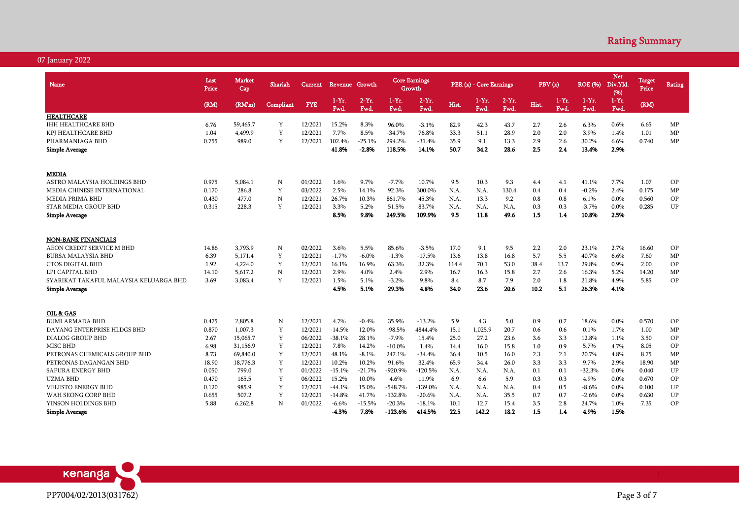## Rating Summary

07 January 2022

| Name | Last Price | Market Cap | Shariah | Current | Revenue Growth | | Core Earnings Growth | | PER (x) - Core Earnings | | | PBV (x) | | ROE (%) | Net Div.Yld. (%) | Target Price | Rating |
|---|---|---|---|---|---|---|---|---|---|---|---|---|---|---|---|---|---|
| | (RM) | (RM'm) | Compliant | FYE | 1-Yr. Fwd. | 2-Yr. Fwd. | 1-Yr. Fwd. | 2-Yr. Fwd. | Hist. | 1-Yr. Fwd. | 2-Yr. Fwd. | Hist. | 1-Yr. Fwd. | 1-Yr. Fwd. | 1-Yr. Fwd. | (RM) | |
| **HEALTHCARE** | | | | | | | | | | | | | | | | | |
| IHH HEALTHCARE BHD | 6.76 | 59,465.7 | Y | 12/2021 | 15.2% | 8.3% | 96.0% | -3.1% | 82.9 | 42.3 | 43.7 | 2.7 | 2.6 | 6.3% | 0.6% | 6.65 | MP |
| KPJ HEALTHCARE BHD | 1.04 | 4,499.9 | Y | 12/2021 | 7.7% | 8.5% | -34.7% | 76.8% | 33.3 | 51.1 | 28.9 | 2.0 | 2.0 | 3.9% | 1.4% | 1.01 | MP |
| PHARMANIAGA BHD | 0.755 | 989.0 | Y | 12/2021 | 102.4% | -25.1% | 294.2% | -31.4% | 35.9 | 9.1 | 13.3 | 2.9 | 2.6 | 30.2% | 6.6% | 0.740 | MP |
| **Simple Average** | | | | | **41.8%** | **-2.8%** | **118.5%** | **14.1%** | **50.7** | **34.2** | **28.6** | **2.5** | **2.4** | **13.4%** | **2.9%** | | |
| **MEDIA** | | | | | | | | | | | | | | | | | |
| ASTRO MALAYSIA HOLDINGS BHD | 0.975 | 5,084.1 | N | 01/2022 | 1.6% | 9.7% | -7.7% | 10.7% | 9.5 | 10.3 | 9.3 | 4.4 | 4.1 | 41.1% | 7.7% | 1.07 | OP |
| MEDIA CHINESE INTERNATIONAL | 0.170 | 286.8 | Y | 03/2022 | 2.5% | 14.1% | 92.3% | 300.0% | N.A. | N.A. | 130.4 | 0.4 | 0.4 | -0.2% | 2.4% | 0.175 | MP |
| MEDIA PRIMA BHD | 0.430 | 477.0 | N | 12/2021 | 26.7% | 10.3% | 861.7% | 45.3% | N.A. | 13.3 | 9.2 | 0.8 | 0.8 | 6.1% | 0.0% | 0.560 | OP |
| STAR MEDIA GROUP BHD | 0.315 | 228.3 | Y | 12/2021 | 3.3% | 5.2% | 51.5% | 83.7% | N.A. | N.A. | N.A. | 0.3 | 0.3 | -3.7% | 0.0% | 0.285 | UP |
| **Simple Average** | | | | | **8.5%** | **9.8%** | **249.5%** | **109.9%** | **9.5** | **11.8** | **49.6** | **1.5** | **1.4** | **10.8%** | **2.5%** | | |
| **NON-BANK FINANCIALS** | | | | | | | | | | | | | | | | | |
| AEON CREDIT SERVICE M BHD | 14.86 | 3,793.9 | N | 02/2022 | 3.6% | 5.5% | 85.6% | -3.5% | 17.0 | 9.1 | 9.5 | 2.2 | 2.0 | 23.1% | 2.7% | 16.60 | OP |
| BURSA MALAYSIA BHD | 6.39 | 5,171.4 | Y | 12/2021 | -1.7% | -6.0% | -1.3% | -17.5% | 13.6 | 13.8 | 16.8 | 5.7 | 5.5 | 40.7% | 6.6% | 7.60 | MP |
| CTOS DIGITAL BHD | 1.92 | 4,224.0 | Y | 12/2021 | 16.1% | 16.9% | 63.3% | 32.3% | 114.4 | 70.1 | 53.0 | 38.4 | 13.7 | 29.8% | 0.9% | 2.00 | OP |
| LPI CAPITAL BHD | 14.10 | 5,617.2 | N | 12/2021 | 2.9% | 4.0% | 2.4% | 2.9% | 16.7 | 16.3 | 15.8 | 2.7 | 2.6 | 16.3% | 5.2% | 14.20 | MP |
| SYARIKAT TAKAFUL MALAYSIA KELUARGA BHD | 3.69 | 3,083.4 | Y | 12/2021 | 1.5% | 5.1% | -3.2% | 9.8% | 8.4 | 8.7 | 7.9 | 2.0 | 1.8 | 21.8% | 4.9% | 5.85 | OP |
| **Simple Average** | | | | | **4.5%** | **5.1%** | **29.3%** | **4.8%** | **34.0** | **23.6** | **20.6** | **10.2** | **5.1** | **26.3%** | **4.1%** | | |
| **OIL & GAS** | | | | | | | | | | | | | | | | | |
| BUMI ARMADA BHD | 0.475 | 2,805.8 | N | 12/2021 | 4.7% | -0.4% | 35.9% | -13.2% | 5.9 | 4.3 | 5.0 | 0.9 | 0.7 | 18.6% | 0.0% | 0.570 | OP |
| DAYANG ENTERPRISE HLDGS BHD | 0.870 | 1,007.3 | Y | 12/2021 | -14.5% | 12.0% | -98.5% | 4844.4% | 15.1 | 1,025.9 | 20.7 | 0.6 | 0.6 | 0.1% | 1.7% | 1.00 | MP |
| DIALOG GROUP BHD | 2.67 | 15,065.7 | Y | 06/2022 | -38.1% | 28.1% | -7.9% | 15.4% | 25.0 | 27.2 | 23.6 | 3.6 | 3.3 | 12.8% | 1.1% | 3.50 | OP |
| MISC BHD | 6.98 | 31,156.9 | Y | 12/2021 | 7.8% | 14.2% | -10.0% | 1.4% | 14.4 | 16.0 | 15.8 | 1.0 | 0.9 | 5.7% | 4.7% | 8.05 | OP |
| PETRONAS CHEMICALS GROUP BHD | 8.73 | 69,840.0 | Y | 12/2021 | 48.1% | -8.1% | 247.1% | -34.4% | 36.4 | 10.5 | 16.0 | 2.3 | 2.1 | 20.7% | 4.8% | 8.75 | MP |
| PETRONAS DAGANGAN BHD | 18.90 | 18,776.3 | Y | 12/2021 | 10.2% | 10.2% | 91.6% | 32.4% | 65.9 | 34.4 | 26.0 | 3.3 | 3.3 | 9.7% | 2.9% | 18.90 | MP |
| SAPURA ENERGY BHD | 0.050 | 799.0 | Y | 01/2022 | -15.1% | -21.7% | -920.9% | -120.5% | N.A. | N.A. | N.A. | 0.1 | 0.1 | -32.3% | 0.0% | 0.040 | UP |
| UZMA BHD | 0.470 | 165.5 | Y | 06/2022 | 15.2% | 10.0% | 4.6% | 11.9% | 6.9 | 6.6 | 5.9 | 0.3 | 0.3 | 4.9% | 0.0% | 0.670 | OP |
| VELESTO ENERGY BHD | 0.120 | 985.9 | Y | 12/2021 | -44.1% | 15.0% | -548.7% | -139.0% | N.A. | N.A. | N.A. | 0.4 | 0.5 | -8.6% | 0.0% | 0.100 | UP |
| WAH SEONG CORP BHD | 0.655 | 507.2 | Y | 12/2021 | -14.8% | 41.7% | -132.8% | -20.6% | N.A. | N.A. | 35.5 | 0.7 | 0.7 | -2.6% | 0.0% | 0.630 | UP |
| YINSON HOLDINGS BHD | 5.88 | 6,262.8 | N | 01/2022 | -6.6% | -15.5% | -20.3% | -18.1% | 10.1 | 12.7 | 15.4 | 3.5 | 2.8 | 24.7% | 1.0% | 7.35 | OP |
| **Simple Average** | | | | | **-4.3%** | **7.8%** | **-123.6%** | **414.5%** | **22.5** | **142.2** | **18.2** | **1.5** | **1.4** | **4.9%** | **1.5%** | | |

PP7004/02/2013(031762)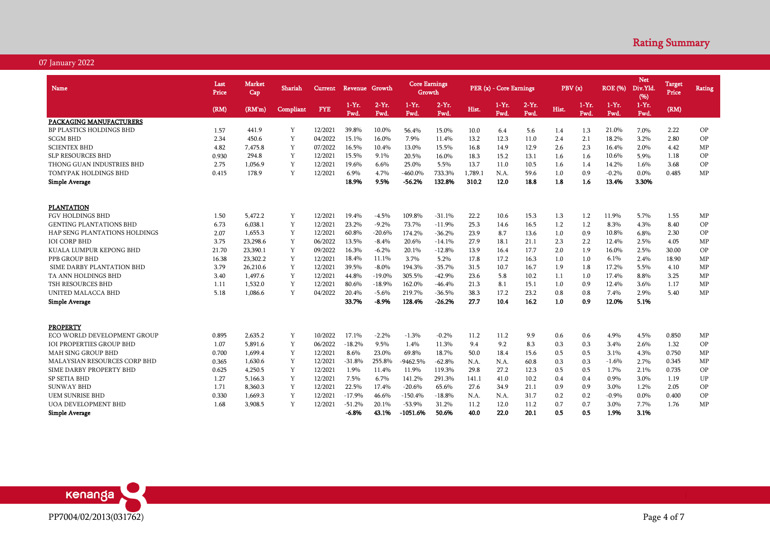# Rating Summary

07 January 2022

| Name | Last Price | Market Cap | Shariah | Current | Revenue Growth | | Core Earnings Growth | | PER (x) - Core Earnings | | | PBV (x) | | ROE (%) | Net Div.Yld. (%) | Target Price | Rating |
|---|---|---|---|---|---|---|---|---|---|---|---|---|---|---|---|---|---|
| | (RM) | (RM'm) | Compliant | FYE | 1-Yr. Fwd. | 2-Yr. Fwd. | 1-Yr. Fwd. | 2-Yr. Fwd. | Hist. | 1-Yr. Fwd. | 2-Yr. Fwd. | Hist. | 1-Yr. Fwd. | 1-Yr. Fwd. | 1-Yr. Fwd. | (RM) | |
| **PACKAGING MANUFACTURERS** | | | | | | | | | | | | | | | | | |
| BP PLASTICS HOLDINGS BHD | 1.57 | 441.9 | Y | 12/2021 | 39.8% | 10.0% | 56.4% | 15.0% | 10.0 | 6.4 | 5.6 | 1.4 | 1.3 | 21.0% | 7.0% | 2.22 | OP |
| SCGM BHD | 2.34 | 450.6 | Y | 04/2022 | 15.1% | 16.0% | 7.9% | 11.4% | 13.2 | 12.3 | 11.0 | 2.4 | 2.1 | 18.2% | 3.2% | 2.80 | OP |
| SCIENTEX BHD | 4.82 | 7,475.8 | Y | 07/2022 | 16.5% | 10.4% | 13.0% | 15.5% | 16.8 | 14.9 | 12.9 | 2.6 | 2.3 | 16.4% | 2.0% | 4.42 | MP |
| SLP RESOURCES BHD | 0.930 | 294.8 | Y | 12/2021 | 15.5% | 9.1% | 20.5% | 16.0% | 18.3 | 15.2 | 13.1 | 1.6 | 1.6 | 10.6% | 5.9% | 1.18 | OP |
| THONG GUAN INDUSTRIES BHD | 2.75 | 1,056.9 | Y | 12/2021 | 19.6% | 6.6% | 25.0% | 5.5% | 13.7 | 11.0 | 10.5 | 1.6 | 1.4 | 14.2% | 1.6% | 3.68 | OP |
| TOMYPAK HOLDINGS BHD | 0.415 | 178.9 | Y | 12/2021 | 6.9% | 4.7% | -460.0% | 733.3% | 1,789.1 | N.A. | 59.6 | 1.0 | 0.9 | -0.2% | 0.0% | 0.485 | MP |
| **Simple Average** | | | | | **18.9%** | **9.5%** | **-56.2%** | **132.8%** | **310.2** | **12.0** | **18.8** | **1.8** | **1.6** | **13.4%** | **3.30%** | | |
| **PLANTATION** | | | | | | | | | | | | | | | | | |
| FGV HOLDINGS BHD | 1.50 | 5,472.2 | Y | 12/2021 | 19.4% | -4.5% | 109.8% | -31.1% | 22.2 | 10.6 | 15.3 | 1.3 | 1.2 | 11.9% | 5.7% | 1.55 | MP |
| GENTING PLANTATIONS BHD | 6.73 | 6,038.1 | Y | 12/2021 | 23.2% | -9.2% | 73.7% | -11.9% | 25.3 | 14.6 | 16.5 | 1.2 | 1.2 | 8.3% | 4.3% | 8.40 | OP |
| HAP SENG PLANTATIONS HOLDINGS | 2.07 | 1,655.3 | Y | 12/2021 | 60.8% | -20.6% | 174.2% | -36.2% | 23.9 | 8.7 | 13.6 | 1.0 | 0.9 | 10.8% | 6.8% | 2.30 | OP |
| IOI CORP BHD | 3.75 | 23,298.6 | Y | 06/2022 | 13.5% | -8.4% | 20.6% | -14.1% | 27.9 | 18.1 | 21.1 | 2.3 | 2.2 | 12.4% | 2.5% | 4.05 | MP |
| KUALA LUMPUR KEPONG BHD | 21.70 | 23,390.1 | Y | 09/2022 | 16.3% | -6.2% | 20.1% | -12.8% | 13.9 | 16.4 | 17.7 | 2.0 | 1.9 | 16.0% | 2.5% | 30.00 | OP |
| PPB GROUP BHD | 16.38 | 23,302.2 | Y | 12/2021 | 18.4% | 11.1% | 3.7% | 5.2% | 17.8 | 17.2 | 16.3 | 1.0 | 1.0 | 6.1% | 2.4% | 18.90 | MP |
| SIME DARBY PLANTATION BHD | 3.79 | 26,210.6 | Y | 12/2021 | 39.5% | -8.0% | 194.3% | -35.7% | 31.5 | 10.7 | 16.7 | 1.9 | 1.8 | 17.2% | 5.5% | 4.10 | MP |
| TA ANN HOLDINGS BHD | 3.40 | 1,497.6 | Y | 12/2021 | 44.8% | -19.0% | 305.5% | -42.9% | 23.6 | 5.8 | 10.2 | 1.1 | 1.0 | 17.4% | 8.8% | 3.25 | MP |
| TSH RESOURCES BHD | 1.11 | 1,532.0 | Y | 12/2021 | 80.6% | -18.9% | 162.0% | -46.4% | 21.3 | 8.1 | 15.1 | 1.0 | 0.9 | 12.4% | 3.6% | 1.17 | MP |
| UNITED MALACCA BHD | 5.18 | 1,086.6 | Y | 04/2022 | 20.4% | -5.6% | 219.7% | -36.5% | 38.3 | 17.2 | 23.2 | 0.8 | 0.8 | 7.4% | 2.9% | 5.40 | MP |
| **Simple Average** | | | | | **33.7%** | **-8.9%** | **128.4%** | **-26.2%** | **27.7** | **10.4** | **16.2** | **1.0** | **0.9** | **12.0%** | **5.1%** | | |
| **PROPERTY** | | | | | | | | | | | | | | | | | |
| ECO WORLD DEVELOPMENT GROUP | 0.895 | 2,635.2 | Y | 10/2022 | 17.1% | -2.2% | -1.3% | -0.2% | 11.2 | 11.2 | 9.9 | 0.6 | 0.6 | 4.9% | 4.5% | 0.850 | MP |
| IOI PROPERTIES GROUP BHD | 1.07 | 5,891.6 | Y | 06/2022 | -18.2% | 9.5% | 1.4% | 11.3% | 9.4 | 9.2 | 8.3 | 0.3 | 0.3 | 3.4% | 2.6% | 1.32 | OP |
| MAH SING GROUP BHD | 0.700 | 1,699.4 | Y | 12/2021 | 8.6% | 23.0% | 69.8% | 18.7% | 50.0 | 18.4 | 15.6 | 0.5 | 0.5 | 3.1% | 4.3% | 0.750 | MP |
| MALAYSIAN RESOURCES CORP BHD | 0.365 | 1,630.6 | Y | 12/2021 | -31.8% | 255.8% | -9462.5% | -62.8% | N.A. | N.A. | 60.8 | 0.3 | 0.3 | -1.6% | 2.7% | 0.345 | MP |
| SIME DARBY PROPERTY BHD | 0.625 | 4,250.5 | Y | 12/2021 | 1.9% | 11.4% | 11.9% | 119.3% | 29.8 | 27.2 | 12.3 | 0.5 | 0.5 | 1.7% | 2.1% | 0.735 | OP |
| SP SETIA BHD | 1.27 | 5,166.3 | Y | 12/2021 | 7.5% | 6.7% | 141.2% | 291.3% | 141.1 | 41.0 | 10.2 | 0.4 | 0.4 | 0.9% | 3.0% | 1.19 | UP |
| SUNWAY BHD | 1.71 | 8,360.3 | Y | 12/2021 | 22.5% | 17.4% | -20.6% | 65.6% | 27.6 | 34.9 | 21.1 | 0.9 | 0.9 | 3.0% | 1.2% | 2.05 | OP |
| UEM SUNRISE BHD | 0.330 | 1,669.3 | Y | 12/2021 | -17.9% | 46.6% | -150.4% | -18.8% | N.A. | N.A. | 31.7 | 0.2 | 0.2 | -0.9% | 0.0% | 0.400 | OP |
| UOA DEVELOPMENT BHD | 1.68 | 3,908.5 | Y | 12/2021 | -51.2% | 20.1% | -53.9% | 31.2% | 11.2 | 12.0 | 11.2 | 0.7 | 0.7 | 3.0% | 7.7% | 1.76 | MP |
| **Simple Average** | | | | | **-6.8%** | **43.1%** | **-1051.6%** | **50.6%** | **40.0** | **22.0** | **20.1** | **0.5** | **0.5** | **1.9%** | **3.1%** | | |

PP7004/02/2013(031762)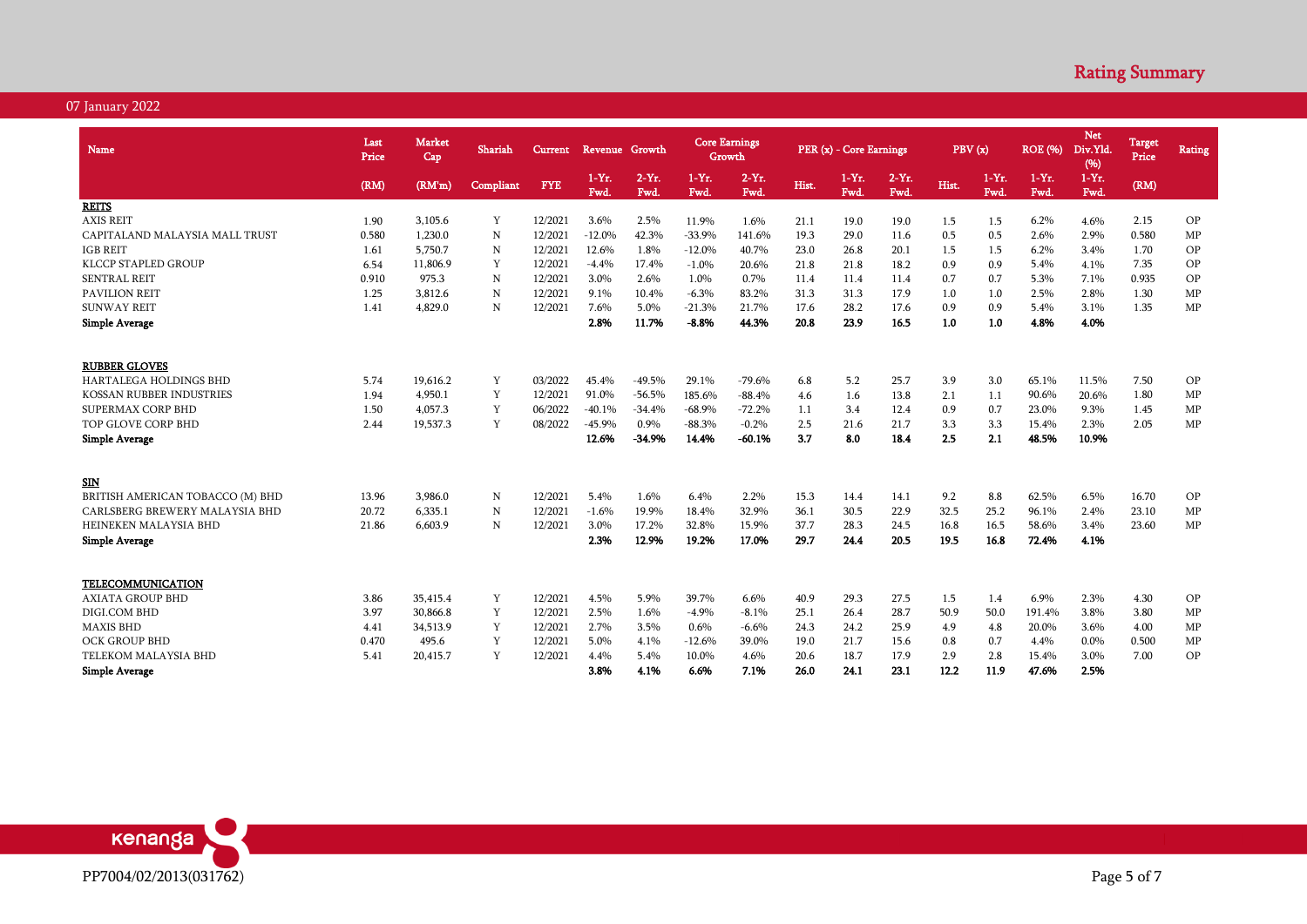## Rating Summary

07 January 2022

| Name | Last Price | Market Cap | Shariah | Current | Revenue Growth | | Core Earnings Growth | | PER (x) - Core Earnings | | | PBV (x) | | ROE (%) | Net Div.Yld. (%) | Target Price | Rating |
|---|---|---|---|---|---|---|---|---|---|---|---|---|---|---|---|---|---|
| | (RM) | (RM'm) | Compliant | FYE | 1-Yr. Fwd. | 2-Yr. Fwd. | 1-Yr. Fwd. | 2-Yr. Fwd. | Hist. | 1-Yr. Fwd. | 2-Yr. Fwd. | Hist. | 1-Yr. Fwd. | 1-Yr. Fwd. | 1-Yr. Fwd. | (RM) | |
| **REITS** | | | | | | | | | | | | | | | | | |
| AXIS REIT | 1.90 | 3,105.6 | Y | 12/2021 | 3.6% | 2.5% | 11.9% | 1.6% | 21.1 | 19.0 | 19.0 | 1.5 | 1.5 | 6.2% | 4.6% | 2.15 | OP |
| CAPITALAND MALAYSIA MALL TRUST | 0.580 | 1,230.0 | N | 12/2021 | -12.0% | 42.3% | -33.9% | 141.6% | 19.3 | 29.0 | 11.6 | 0.5 | 0.5 | 2.6% | 2.9% | 0.580 | MP |
| IGB REIT | 1.61 | 5,750.7 | N | 12/2021 | 12.6% | 1.8% | -12.0% | 40.7% | 23.0 | 26.8 | 20.1 | 1.5 | 1.5 | 6.2% | 3.4% | 1.70 | OP |
| KLCCP STAPLED GROUP | 6.54 | 11,806.9 | Y | 12/2021 | -4.4% | 17.4% | -1.0% | 20.6% | 21.8 | 21.8 | 18.2 | 0.9 | 0.9 | 5.4% | 4.1% | 7.35 | OP |
| SENTRAL REIT | 0.910 | 975.3 | N | 12/2021 | 3.0% | 2.6% | 1.0% | 0.7% | 11.4 | 11.4 | 11.4 | 0.7 | 0.7 | 5.3% | 7.1% | 0.935 | OP |
| PAVILION REIT | 1.25 | 3,812.6 | N | 12/2021 | 9.1% | 10.4% | -6.3% | 83.2% | 31.3 | 31.3 | 17.9 | 1.0 | 1.0 | 2.5% | 2.8% | 1.30 | MP |
| SUNWAY REIT | 1.41 | 4,829.0 | N | 12/2021 | 7.6% | 5.0% | -21.3% | 21.7% | 17.6 | 28.2 | 17.6 | 0.9 | 0.9 | 5.4% | 3.1% | 1.35 | MP |
| **Simple Average** | | | | | **2.8%** | **11.7%** | **-8.8%** | **44.3%** | **20.8** | **23.9** | **16.5** | **1.0** | **1.0** | **4.8%** | **4.0%** | | |
| **RUBBER GLOVES** | | | | | | | | | | | | | | | | | |
| HARTALEGA HOLDINGS BHD | 5.74 | 19,616.2 | Y | 03/2022 | 45.4% | -49.5% | 29.1% | -79.6% | 6.8 | 5.2 | 25.7 | 3.9 | 3.0 | 65.1% | 11.5% | 7.50 | OP |
| KOSSAN RUBBER INDUSTRIES | 1.94 | 4,950.1 | Y | 12/2021 | 91.0% | -56.5% | 185.6% | -88.4% | 4.6 | 1.6 | 13.8 | 2.1 | 1.1 | 90.6% | 20.6% | 1.80 | MP |
| SUPERMAX CORP BHD | 1.50 | 4,057.3 | Y | 06/2022 | -40.1% | -34.4% | -68.9% | -72.2% | 1.1 | 3.4 | 12.4 | 0.9 | 0.7 | 23.0% | 9.3% | 1.45 | MP |
| TOP GLOVE CORP BHD | 2.44 | 19,537.3 | Y | 08/2022 | -45.9% | 0.9% | -88.3% | -0.2% | 2.5 | 21.6 | 21.7 | 3.3 | 3.3 | 15.4% | 2.3% | 2.05 | MP |
| **Simple Average** | | | | | **12.6%** | **-34.9%** | **14.4%** | **-60.1%** | **3.7** | **8.0** | **18.4** | **2.5** | **2.1** | **48.5%** | **10.9%** | | |
| **SIN** | | | | | | | | | | | | | | | | | |
| BRITISH AMERICAN TOBACCO (M) BHD | 13.96 | 3,986.0 | N | 12/2021 | 5.4% | 1.6% | 6.4% | 2.2% | 15.3 | 14.4 | 14.1 | 9.2 | 8.8 | 62.5% | 6.5% | 16.70 | OP |
| CARLSBERG BREWERY MALAYSIA BHD | 20.72 | 6,335.1 | N | 12/2021 | -1.6% | 19.9% | 18.4% | 32.9% | 36.1 | 30.5 | 22.9 | 32.5 | 25.2 | 96.1% | 2.4% | 23.10 | MP |
| HEINEKEN MALAYSIA BHD | 21.86 | 6,603.9 | N | 12/2021 | 3.0% | 17.2% | 32.8% | 15.9% | 37.7 | 28.3 | 24.5 | 16.8 | 16.5 | 58.6% | 3.4% | 23.60 | MP |
| **Simple Average** | | | | | **2.3%** | **12.9%** | **19.2%** | **17.0%** | **29.7** | **24.4** | **20.5** | **19.5** | **16.8** | **72.4%** | **4.1%** | | |
| **TELECOMMUNICATION** | | | | | | | | | | | | | | | | | |
| AXIATA GROUP BHD | 3.86 | 35,415.4 | Y | 12/2021 | 4.5% | 5.9% | 39.7% | 6.6% | 40.9 | 29.3 | 27.5 | 1.5 | 1.4 | 6.9% | 2.3% | 4.30 | OP |
| DIGI.COM BHD | 3.97 | 30,866.8 | Y | 12/2021 | 2.5% | 1.6% | -4.9% | -8.1% | 25.1 | 26.4 | 28.7 | 50.9 | 50.0 | 191.4% | 3.8% | 3.80 | MP |
| MAXIS BHD | 4.41 | 34,513.9 | Y | 12/2021 | 2.7% | 3.5% | 0.6% | -6.6% | 24.3 | 24.2 | 25.9 | 4.9 | 4.8 | 20.0% | 3.6% | 4.00 | MP |
| OCK GROUP BHD | 0.470 | 495.6 | Y | 12/2021 | 5.0% | 4.1% | -12.6% | 39.0% | 19.0 | 21.7 | 15.6 | 0.8 | 0.7 | 4.4% | 0.0% | 0.500 | MP |
| TELEKOM MALAYSIA BHD | 5.41 | 20,415.7 | Y | 12/2021 | 4.4% | 5.4% | 10.0% | 4.6% | 20.6 | 18.7 | 17.9 | 2.9 | 2.8 | 15.4% | 3.0% | 7.00 | OP |
| **Simple Average** | | | | | **3.8%** | **4.1%** | **6.6%** | **7.1%** | **26.0** | **24.1** | **23.1** | **12.2** | **11.9** | **47.6%** | **2.5%** | | |

PP7004/02/2013(031762)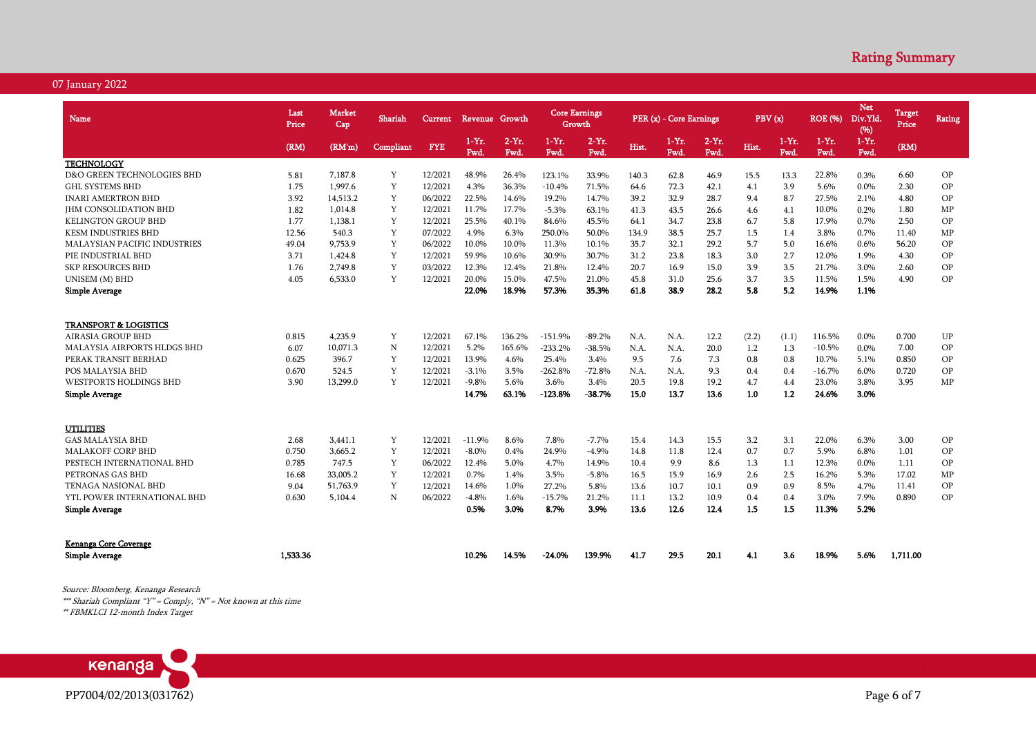## Rating Summary

07 January 2022

| Name | Last Price | Market Cap | Shariah | Current | Revenue Growth | | Core Earnings Growth | | PER (x) - Core Earnings | | | PBV (x) | | ROE (%) | Net Div.Yld. (%) | Target Price | Rating |
|---|---|---|---|---|---|---|---|---|---|---|---|---|---|---|---|---|---|
| | (RM) | (RM'm) | Compliant | FYE | 1-Yr. Fwd. | 2-Yr. Fwd. | 1-Yr. Fwd. | 2-Yr. Fwd. | Hist. | 1-Yr. Fwd. | 2-Yr. Fwd. | Hist. | 1-Yr. Fwd. | 1-Yr. Fwd. | 1-Yr. Fwd. | (RM) | |
| **TECHNOLOGY** | | | | | | | | | | | | | | | | | |
| D&O GREEN TECHNOLOGIES BHD | 5.81 | 7,187.8 | Y | 12/2021 | 48.9% | 26.4% | 123.1% | 33.9% | 140.3 | 62.8 | 46.9 | 15.5 | 13.3 | 22.8% | 0.3% | 6.60 | OP |
| GHL SYSTEMS BHD | 1.75 | 1,997.6 | Y | 12/2021 | 4.3% | 36.3% | -10.4% | 71.5% | 64.6 | 72.3 | 42.1 | 4.1 | 3.9 | 5.6% | 0.0% | 2.30 | OP |
| INARI AMERTRON BHD | 3.92 | 14,513.2 | Y | 06/2022 | 22.5% | 14.6% | 19.2% | 14.7% | 39.2 | 32.9 | 28.7 | 9.4 | 8.7 | 27.5% | 2.1% | 4.80 | OP |
| JHM CONSOLIDATION BHD | 1.82 | 1,014.8 | Y | 12/2021 | 11.7% | 17.7% | -5.3% | 63.1% | 41.3 | 43.5 | 26.6 | 4.6 | 4.1 | 10.0% | 0.2% | 1.80 | MP |
| KELINGTON GROUP BHD | 1.77 | 1,138.1 | Y | 12/2021 | 25.5% | 40.1% | 84.6% | 45.5% | 64.1 | 34.7 | 23.8 | 6.7 | 5.8 | 17.9% | 0.7% | 2.50 | OP |
| KESM INDUSTRIES BHD | 12.56 | 540.3 | Y | 07/2022 | 4.9% | 6.3% | 250.0% | 50.0% | 134.9 | 38.5 | 25.7 | 1.5 | 1.4 | 3.8% | 0.7% | 11.40 | MP |
| MALAYSIAN PACIFIC INDUSTRIES | 49.04 | 9,753.9 | Y | 06/2022 | 10.0% | 10.0% | 11.3% | 10.1% | 35.7 | 32.1 | 29.2 | 5.7 | 5.0 | 16.6% | 0.6% | 56.20 | OP |
| PIE INDUSTRIAL BHD | 3.71 | 1,424.8 | Y | 12/2021 | 59.9% | 10.6% | 30.9% | 30.7% | 31.2 | 23.8 | 18.3 | 3.0 | 2.7 | 12.0% | 1.9% | 4.30 | OP |
| SKP RESOURCES BHD | 1.76 | 2,749.8 | Y | 03/2022 | 12.3% | 12.4% | 21.8% | 12.4% | 20.7 | 16.9 | 15.0 | 3.9 | 3.5 | 21.7% | 3.0% | 2.60 | OP |
| UNISEM (M) BHD | 4.05 | 6,533.0 | Y | 12/2021 | 20.0% | 15.0% | 47.5% | 21.0% | 45.8 | 31.0 | 25.6 | 3.7 | 3.5 | 11.5% | 1.5% | 4.90 | OP |
| **Simple Average** | | | | | **22.0%** | **18.9%** | **57.3%** | **35.3%** | **61.8** | **38.9** | **28.2** | **5.8** | **5.2** | **14.9%** | **1.1%** | | |
| **TRANSPORT & LOGISTICS** | | | | | | | | | | | | | | | | | |
| AIRASIA GROUP BHD | 0.815 | 4,235.9 | Y | 12/2021 | 67.1% | 136.2% | -151.9% | -89.2% | N.A. | N.A. | 12.2 | (2.2) | (1.1) | 116.5% | 0.0% | 0.700 | UP |
| MALAYSIA AIRPORTS HLDGS BHD | 6.07 | 10,071.3 | N | 12/2021 | 5.2% | 165.6% | -233.2% | -38.5% | N.A. | N.A. | 20.0 | 1.2 | 1.3 | -10.5% | 0.0% | 7.00 | OP |
| PERAK TRANSIT BERHAD | 0.625 | 396.7 | Y | 12/2021 | 13.9% | 4.6% | 25.4% | 3.4% | 9.5 | 7.6 | 7.3 | 0.8 | 0.8 | 10.7% | 5.1% | 0.850 | OP |
| POS MALAYSIA BHD | 0.670 | 524.5 | Y | 12/2021 | -3.1% | 3.5% | -262.8% | -72.8% | N.A. | N.A. | 9.3 | 0.4 | 0.4 | -16.7% | 6.0% | 0.720 | OP |
| WESTPORTS HOLDINGS BHD | 3.90 | 13,299.0 | Y | 12/2021 | -9.8% | 5.6% | 3.6% | 3.4% | 20.5 | 19.8 | 19.2 | 4.7 | 4.4 | 23.0% | 3.8% | 3.95 | MP |
| **Simple Average** | | | | | **14.7%** | **63.1%** | **-123.8%** | **-38.7%** | **15.0** | **13.7** | **13.6** | **1.0** | **1.2** | **24.6%** | **3.0%** | | |
| **UTILITIES** | | | | | | | | | | | | | | | | | |
| GAS MALAYSIA BHD | 2.68 | 3,441.1 | Y | 12/2021 | -11.9% | 8.6% | 7.8% | -7.7% | 15.4 | 14.3 | 15.5 | 3.2 | 3.1 | 22.0% | 6.3% | 3.00 | OP |
| MALAKOFF CORP BHD | 0.750 | 3,665.2 | Y | 12/2021 | -8.0% | 0.4% | 24.9% | -4.9% | 14.8 | 11.8 | 12.4 | 0.7 | 0.7 | 5.9% | 6.8% | 1.01 | OP |
| PESTECH INTERNATIONAL BHD | 0.785 | 747.5 | Y | 06/2022 | 12.4% | 5.0% | 4.7% | 14.9% | 10.4 | 9.9 | 8.6 | 1.3 | 1.1 | 12.3% | 0.0% | 1.11 | OP |
| PETRONAS GAS BHD | 16.68 | 33,005.2 | Y | 12/2021 | 0.7% | 1.4% | 3.5% | -5.8% | 16.5 | 15.9 | 16.9 | 2.6 | 2.5 | 16.2% | 5.3% | 17.02 | MP |
| TENAGA NASIONAL BHD | 9.04 | 51,763.9 | Y | 12/2021 | 14.6% | 1.0% | 27.2% | 5.8% | 13.6 | 10.7 | 10.1 | 0.9 | 0.9 | 8.5% | 4.7% | 11.41 | OP |
| YTL POWER INTERNATIONAL BHD | 0.630 | 5,104.4 | N | 06/2022 | -4.8% | 1.6% | -15.7% | 21.2% | 11.1 | 13.2 | 10.9 | 0.4 | 0.4 | 3.0% | 7.9% | 0.890 | OP |
| **Simple Average** | | | | | **0.5%** | **3.0%** | **8.7%** | **3.9%** | **13.6** | **12.6** | **12.4** | **1.5** | **1.5** | **11.3%** | **5.2%** | | |
| **Kenanga Core Coverage** | | | | | | | | | | | | | | | | | |
| **Simple Average** | **1,533.36** | | | | **10.2%** | **14.5%** | **-24.0%** | **139.9%** | **41.7** | **29.5** | **20.1** | **4.1** | **3.6** | **18.9%** | **5.6%** | **1,711.00** | |

*Source: Bloomberg, Kenanga Research*

*\*\*\* Shariah Compliant "Y" = Comply, "N" = Not known at this time*

*\*\* FBMKLCI 12-month Index Target*

PP7004/02/2013(031762)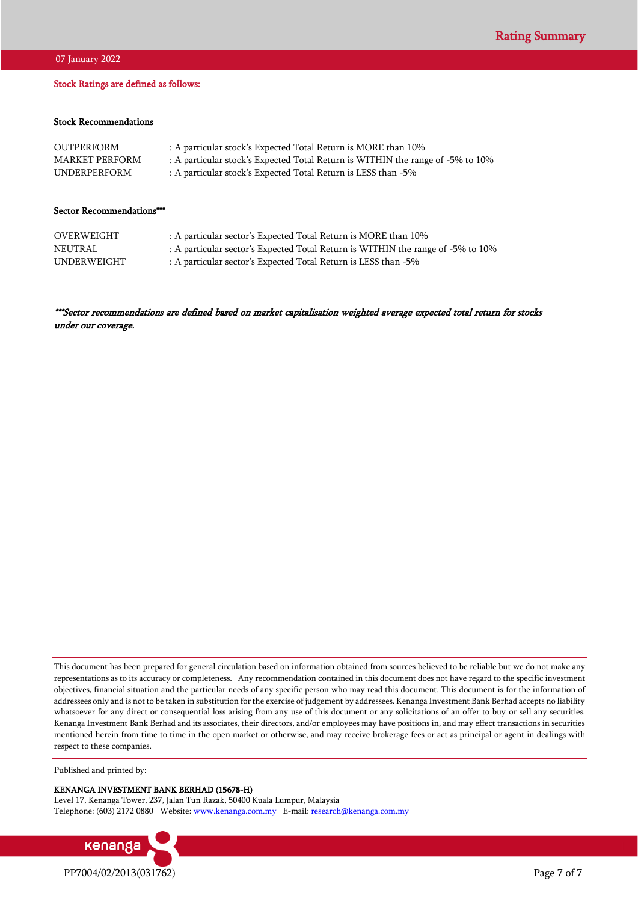**Stock Ratings are defined as follows:**

**Stock Recommendations**

| | |
|---|---|
| OUTPERFORM | : A particular stock's Expected Total Return is MORE than 10% |
| MARKET PERFORM | : A particular stock's Expected Total Return is WITHIN the range of -5% to 10% |
| UNDERPERFORM | : A particular stock's Expected Total Return is LESS than -5% |

**Sector Recommendations*****

| | |
|---|---|
| OVERWEIGHT | : A particular sector's Expected Total Return is MORE than 10% |
| NEUTRAL | : A particular sector's Expected Total Return is WITHIN the range of -5% to 10% |
| UNDERWEIGHT | : A particular sector's Expected Total Return is LESS than -5% |

****Sector recommendations are defined based on market capitalisation weighted average expected total return for stocks under our coverage.*

This document has been prepared for general circulation based on information obtained from sources believed to be reliable but we do not make any representations as to its accuracy or completeness. Any recommendation contained in this document does not have regard to the specific investment objectives, financial situation and the particular needs of any specific person who may read this document. This document is for the information of addressees only and is not to be taken in substitution for the exercise of judgement by addressees. Kenanga Investment Bank Berhad accepts no liability whatsoever for any direct or consequential loss arising from any use of this document or any solicitations of an offer to buy or sell any securities. Kenanga Investment Bank Berhad and its associates, their directors, and/or employees may have positions in, and may effect transactions in securities mentioned herein from time to time in the open market or otherwise, and may receive brokerage fees or act as principal or agent in dealings with respect to these companies.

Published and printed by:

**KENANGA INVESTMENT BANK BERHAD (15678-H)**
Level 17, Kenanga Tower, 237, Jalan Tun Razak, 50400 Kuala Lumpur, Malaysia
Telephone: (603) 2172 0880 Website: www.kenanga.com.my E-mail: research@kenanga.com.my

PP7004/02/2013(031762)